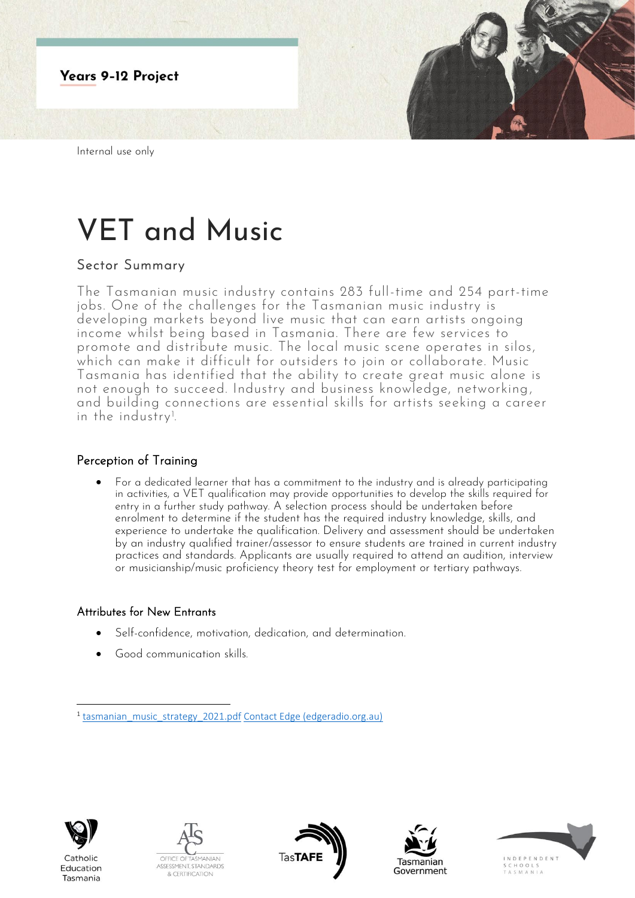Years 9-12 Project

Internal use only

# VET and Music

## Sector Summary

The Tasmanian music industry contains 283 full-time and 254 part-time jobs. One of the challenges for the Tasmanian music industry is developing markets beyond live music that can earn artists ongoing income whilst being based in Tasmania. There are few services to promote and distribute music. The local music scene operates in silos, which can make it difficult for outsiders to join or collaborate. Music Tasmania has identified that the ability to create great music alone is not enough to succeed. Industry and business knowledge, networking, and building connections are essential skills for artists seeking a career in the industry[1].

### Perception of Training

- For a dedicated learner that has a commitment to the industry and is already participating in activities, a VET qualification may provide opportunities to develop the skills required for entry in a further study pathway. A selection process should be undertaken before enrolment to determine if the student has the required industry knowledge, skills, and experience to undertake the qualification. Delivery and assessment should be undertaken by an industry qualified trainer/assessor to ensure students are trained in current industry practices and standards. Applicants are usually required to attend an audition, interview or musicianship/music proficiency theory test for employment or tertiary pathways.

### Attributes for New Entrants

- Self-confidence, motivation, dedication, and determination.
- Good communication skills.

[1] tasmanian_music_strategy_2021.pdf Contact Edge (edgeradio.org.au)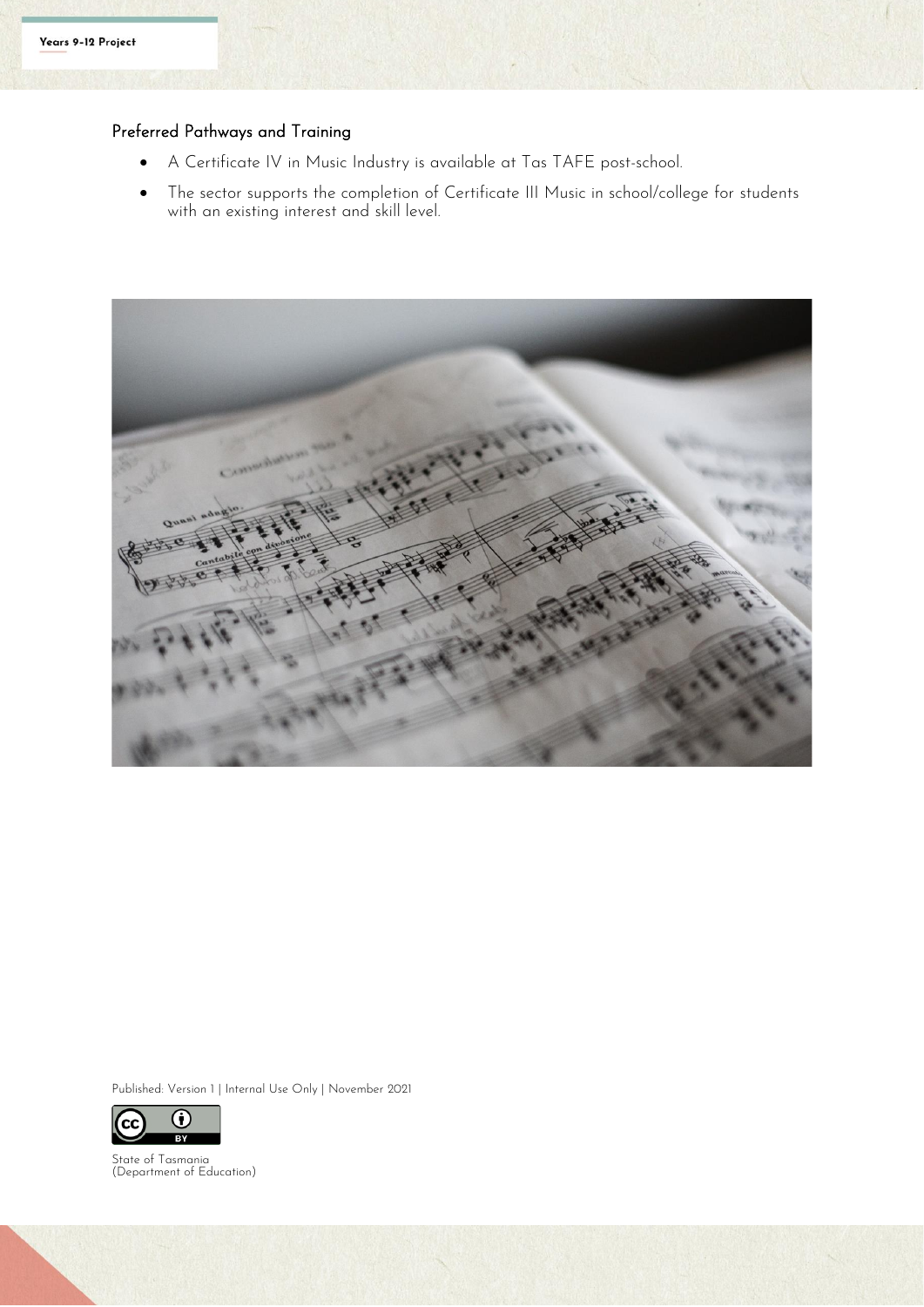### Preferred Pathways and Training

- A Certificate IV in Music Industry is available at Tas TAFE post-school.
- The sector supports the completion of Certificate III Music in school/college for students with an existing interest and skill level.

Published: Version 1 | Internal Use Only | November 2021

State of Tasmania
(Department of Education)